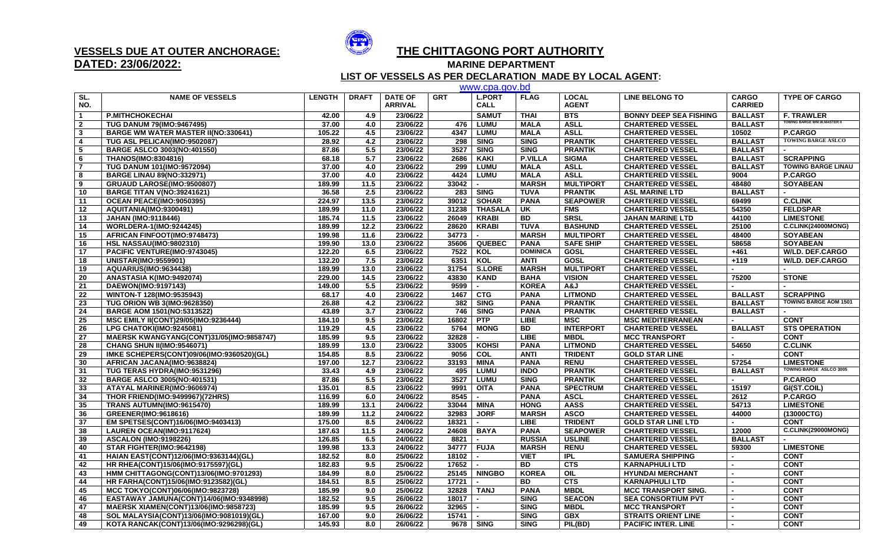**VESSELS DUE AT OUTER ANCHORAGE:**
**DATED: 23/06/2022:**

# THE CHITTAGONG PORT AUTHORITY

## MARINE DEPARTMENT

### LIST OF VESSELS AS PER DECLARATION MADE BY LOCAL AGENT:

www.cpa.gov.bd

| SL. NO. | NAME OF VESSELS | LENGTH | DRAFT | DATE OF ARRIVAL | GRT | L.PORT CALL | FLAG | LOCAL AGENT | LINE BELONG TO | CARGO CARRIED | TYPE OF CARGO |
|---|---|---|---|---|---|---|---|---|---|---|---|
| 1 | P.MITHCHOKECHAI | 42.00 | 4.9 | 23/06/22 | | SAMUT | THAI | BTS | BONNY DEEP SEA FISHING | BALLAST | F. TRAWLER |
| 2 | TUG DANUM 79(IMO:9467495) | 37.00 | 4.0 | 23/06/22 | 476 | LUMU | MALA | ASLL | CHARTERED VESSEL | BALLAST | TOWING BARGE WM.W.MASTER II |
| 3 | BARGE WM WATER MASTER II(NO:330641) | 105.22 | 4.5 | 23/06/22 | 4347 | LUMU | MALA | ASLL | CHARTERED VESSEL | 10502 | P.CARGO |
| 4 | TUG ASL PELICAN(IMO:9502087) | 28.92 | 4.2 | 23/06/22 | 298 | SING | SING | PRANTIK | CHARTERED VESSEL | BALLAST | TOWING BARGE ASLCO |
| 5 | BARGE ASLCO 3003(NO:401550) | 87.86 | 5.5 | 23/06/22 | 3527 | SING | SING | PRANTIK | CHARTERED VESSEL | BALLAST | - |
| 6 | THANOS(IMO:8304816) | 68.18 | 5.7 | 23/06/22 | 2686 | KAKI | P.VILLA | SIGMA | CHARTERED VESSEL | BALLAST | SCRAPPING |
| 7 | TUG DANUM 101(IMO:9572094) | 37.00 | 4.0 | 23/06/22 | 299 | LUMU | MALA | ASLL | CHARTERED VESSEL | BALLAST | TOWING BARGE LINAU |
| 8 | BARGE LINAU 89(NO:332971) | 37.00 | 4.0 | 23/06/22 | 4424 | LUMU | MALA | ASLL | CHARTERED VESSEL | 9004 | P.CARGO |
| 9 | GRUAUD LAROSE(IMO:9500807) | 189.99 | 11.5 | 23/06/22 | 33042 | - | MARSH | MULTIPORT | CHARTERED VESSEL | 48480 | SOYABEAN |
| 10 | BARGE TITAN V(NO:39241621) | 36.58 | 2.5 | 23/06/22 | 283 | SING | TUVA | PRANTIK | ASL MARINE LTD | BALLAST | - |
| 11 | OCEAN PEACE(IMO:9050395) | 224.97 | 13.5 | 23/06/22 | 39012 | SOHAR | PANA | SEAPOWER | CHARTERED VESSEL | 69499 | C.CLINK |
| 12 | AQUITANIA(IMO:9300491) | 189.99 | 11.0 | 23/06/22 | 31238 | THASALA | UK | FMS | CHARTERED VESSEL | 54350 | FELDSPAR |
| 13 | JAHAN (IMO:9118446) | 185.74 | 11.5 | 23/06/22 | 26049 | KRABI | BD | SRSL | JAHAN MARINE LTD | 44100 | LIMESTONE |
| 14 | WORLDERA-1(IMO:9244245) | 189.99 | 12.2 | 23/06/22 | 28620 | KRABI | TUVA | BASHUND | CHARTERED VESSEL | 25100 | C.CLINK(24000MONG) |
| 15 | AFRICAN FINFOOT(IMO:9748473) | 199.98 | 11.6 | 23/06/22 | 34773 | - | MARSH | MULTIPORT | CHARTERED VESSEL | 48400 | SOYABEAN |
| 16 | HSL NASSAU(IMO:9802310) | 199.90 | 13.0 | 23/06/22 | 35606 | QUEBEC | PANA | SAFE SHIP | CHARTERED VESSEL | 58658 | SOYABEAN |
| 17 | PACIFIC VENTURE(IMO:9743045) | 122.20 | 6.5 | 23/06/22 | 7522 | KOL | DOMINICA | GOSL | CHARTERED VESSEL | +461 | W/LD. DEF.CARGO |
| 18 | UNISTAR(IMO:9559901) | 132.20 | 7.5 | 23/06/22 | 6351 | KOL | ANTI | GOSL | CHARTERED VESSEL | +119 | W/LD. DEF.CARGO |
| 19 | AQUARIUS(IMO:9634438) | 189.99 | 13.0 | 23/06/22 | 31754 | S.LORE | MARSH | MULTIPORT | CHARTERED VESSEL | - | - |
| 20 | ANASTASIA K(IMO:9492074) | 229.00 | 14.5 | 23/06/22 | 43830 | KAND | BAHA | VISION | CHARTERED VESSEL | 75200 | STONE |
| 21 | DAEWON(IMO:9197143) | 149.00 | 5.5 | 23/06/22 | 9599 | - | KOREA | A&J | CHARTERED VESSEL | - | - |
| 22 | WINTON-T 128(IMO:9535943) | 68.17 | 4.0 | 23/06/22 | 1467 | CTG | PANA | LITMOND | CHARTERED VESSEL | BALLAST | SCRAPPING |
| 23 | TUG ORION WB 3(IMO:9628350) | 26.88 | 4.2 | 23/06/22 | 382 | SING | PANA | PRANTIK | CHARTERED VESSEL | BALLAST | TOWING BARGE AOM 1501 |
| 24 | BARGE AOM 1501(NO:5313522) | 43.89 | 3.7 | 23/06/22 | 746 | SING | PANA | PRANTIK | CHARTERED VESSEL | BALLAST | - |
| 25 | MSC EMILY II(CONT)29/05(IMO:9236444) | 184.10 | 9.5 | 23/06/22 | 16802 | PTP | LIBE | MSC | MSC MEDITERRANEAN | - | CONT |
| 26 | LPG CHATOKI(IMO:9245081) | 119.29 | 4.5 | 23/06/22 | 5764 | MONG | BD | INTERPORT | CHARTERED VESSEL | BALLAST | STS OPERATION |
| 27 | MAERSK KWANGYANG(CONT)31/05(IMO:9858747) | 185.99 | 9.5 | 23/06/22 | 32828 | - | LIBE | MBDL | MCC TRANSPORT | - | CONT |
| 28 | CHANG SHUN II(IMO:9546071) | 189.99 | 13.0 | 23/06/22 | 33005 | KOHSI | PANA | LITMOND | CHARTERED VESSEL | 54650 | C.CLINK |
| 29 | IMKE SCHEPERS(CONT)09/06(IMO:9360520)(GL) | 154.85 | 8.5 | 23/06/22 | 9056 | COL | ANTI | TRIDENT | GOLD STAR LINE | - | CONT |
| 30 | AFRICAN JACANA(IMO:9638824) | 197.00 | 12.7 | 23/06/22 | 33193 | MINA | PANA | RENU | CHARTERED VESSEL | 57254 | LIMESTONE |
| 31 | TUG TERAS HYDRA(IMO:9531296) | 33.43 | 4.9 | 23/06/22 | 495 | LUMU | INDO | PRANTIK | CHARTERED VESSEL | BALLAST | TOWING BARGE ASLCO 3005 |
| 32 | BARGE ASLCO 3005(NO:401531) | 87.86 | 5.5 | 23/06/22 | 3527 | LUMU | SING | PRANTIK | CHARTERED VESSEL | - | P.CARGO |
| 33 | ATAYAL MARINER(IMO:9606974) | 135.01 | 8.5 | 23/06/22 | 9991 | OITA | PANA | SPECTRUM | CHARTERED VESSEL | 15197 | GI(ST.COIL) |
| 34 | THOR FRIEND(IMO:9499967)(72HRS) | 116.99 | 6.0 | 24/06/22 | 8545 | - | PANA | ASCL | CHARTERED VESSEL | 2612 | P.CARGO |
| 35 | TRANS AUTUMN(IMO:9615470) | 189.99 | 13.1 | 24/06/22 | 33044 | MINA | HONG | AASS | CHARTERED VESSEL | 54713 | LIMESTONE |
| 36 | GREENER(IMO:9618616) | 189.99 | 11.2 | 24/06/22 | 32983 | JORF | MARSH | ASCO | CHARTERED VESSEL | 44000 | (13000CTG) |
| 37 | EM SPETSES(CONT)16/06(IMO:9403413) | 175.00 | 8.5 | 24/06/22 | 18321 | - | LIBE | TRIDENT | GOLD STAR LINE LTD | - | CONT |
| 38 | LAUREN OCEAN(IMO:9117624) | 187.63 | 11.5 | 24/06/22 | 24608 | BAYA | PANA | SEAPOWER | CHARTERED VESSEL | 12000 | C.CLINK(29000MONG) |
| 39 | ASCALON (IMO:9198226) | 126.85 | 6.5 | 24/06/22 | 8821 | - | RUSSIA | USLINE | CHARTERED VESSEL | BALLAST | - |
| 40 | STAR FIGHTER(IMO:9642198) | 199.98 | 13.3 | 24/06/22 | 34777 | FUJA | MARSH | RENU | CHARTERED VESSEL | 59300 | LIMESTONE |
| 41 | HAIAN EAST(CONT)12/06(IMO:9363144)(GL) | 182.52 | 8.0 | 25/06/22 | 18102 | - | VIET | IPL | SAMUERA SHIPPING | - | CONT |
| 42 | HR RHEA(CONT)15/06(IMO:9175597)(GL) | 182.83 | 9.5 | 25/06/22 | 17652 | - | BD | CTS | KARNAPHULI LTD | - | CONT |
| 43 | HMM CHITTAGONG(CONT)13/06(IMO:9701293) | 184.99 | 8.0 | 25/06/22 | 25145 | NINGBO | KOREA | OIL | HYUNDAI MERCHANT | - | CONT |
| 44 | HR FARHA(CONT)15/06(IMO:9123582)(GL) | 184.51 | 8.5 | 25/06/22 | 17721 | - | BD | CTS | KARNAPHULI LTD | - | CONT |
| 45 | MCC TOKYO(CONT)06/06(IMO:9823728) | 185.99 | 9.0 | 25/06/22 | 32828 | TANJ | PANA | MBDL | MCC TRANSPORT SING. | - | CONT |
| 46 | EASTAWAY JAMUNA(CONT)14/06(IMO:9348998) | 182.52 | 9.5 | 26/06/22 | 18017 | - | SING | SEACON | SEA CONSORTIUM PVT | - | CONT |
| 47 | MAERSK XIAMEN(CONT)13/06(IMO:9858723) | 185.99 | 9.5 | 26/06/22 | 32965 | - | SING | MBDL | MCC TRANSPORT | - | CONT |
| 48 | SOL MALAYSIA(CONT)13/06(IMO:9081019)(GL) | 167.00 | 9.0 | 26/06/22 | 15741 | - | SING | GBX | STRAITS ORIENT LINE | - | CONT |
| 49 | KOTA RANCAK(CONT)13/06(IMO:9296298)(GL) | 145.93 | 8.0 | 26/06/22 | 9678 | SING | SING | PIL(BD) | PACIFIC INTER. LINE | - | CONT |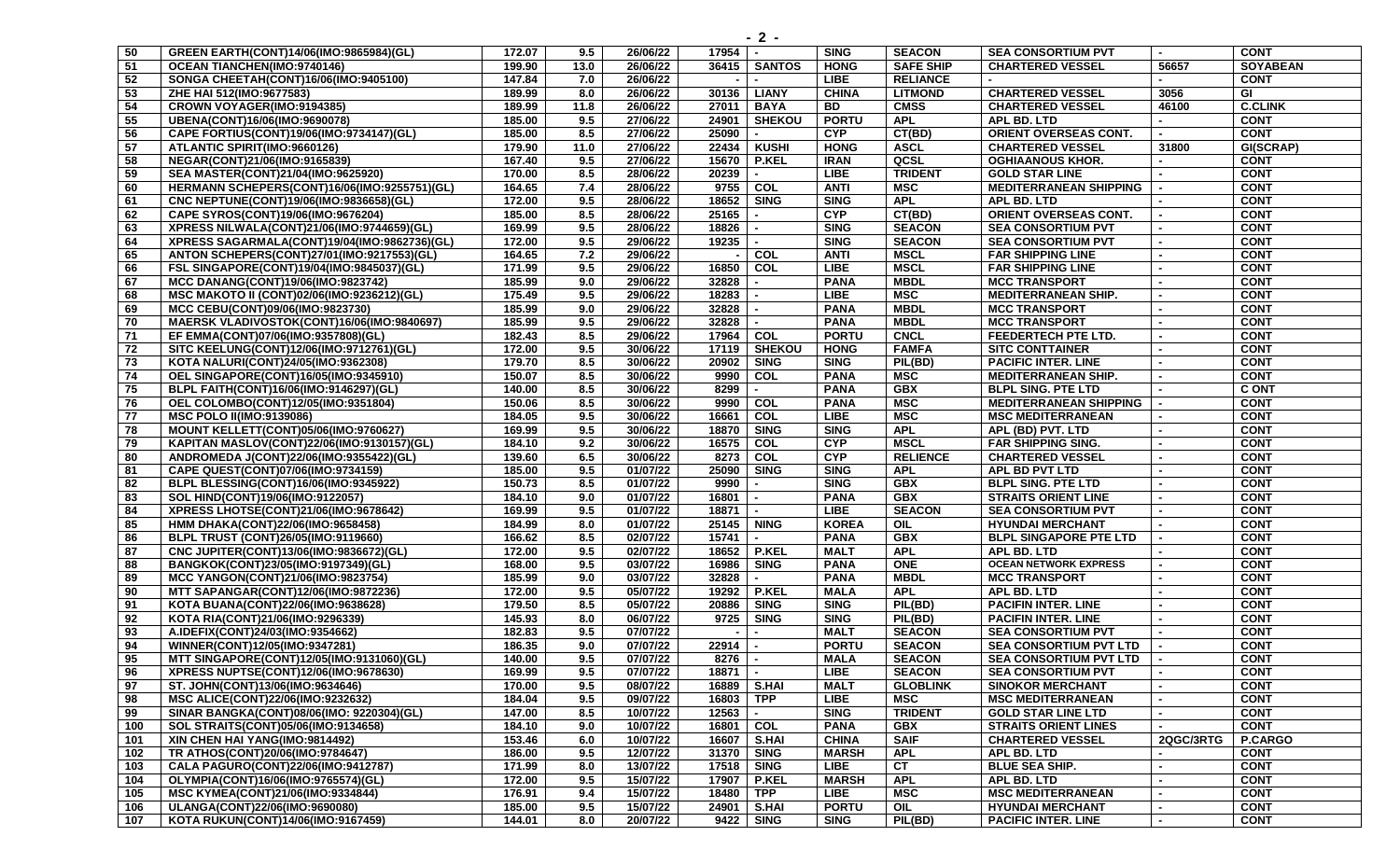| 50 | GREEN EARTH(CONT)14/06(IMO:9865984)(GL) | 172.07 | 9.5 | 26/06/22 | 17954 | - | SING | SEACON | SEA CONSORTIUM PVT | - | CONT |
|---|---|---|---|---|---|---|---|---|---|---|---|
| 51 | OCEAN TIANCHEN(IMO:9740146) | 199.90 | 13.0 | 26/06/22 | 36415 | SANTOS | HONG | SAFE SHIP | CHARTERED VESSEL | 56657 | SOYABEAN |
| 52 | SONGA CHEETAH(CONT)16/06(IMO:9405100) | 147.84 | 7.0 | 26/06/22 | - | - | LIBE | RELIANCE | - | - | CONT |
| 53 | ZHE HAI 512(IMO:9677583) | 189.99 | 8.0 | 26/06/22 | 30136 | LIANY | CHINA | LITMOND | CHARTERED VESSEL | 3056 | GI |
| 54 | CROWN VOYAGER(IMO:9194385) | 189.99 | 11.8 | 26/06/22 | 27011 | BAYA | BD | CMSS | CHARTERED VESSEL | 46100 | C.CLINK |
| 55 | UBENA(CONT)16/06(IMO:9690078) | 185.00 | 9.5 | 27/06/22 | 24901 | SHEKOU | PORTU | APL | APL BD. LTD | - | CONT |
| 56 | CAPE FORTIUS(CONT)19/06(IMO:9734147)(GL) | 185.00 | 8.5 | 27/06/22 | 25090 | - | CYP | CT(BD) | ORIENT OVERSEAS CONT. | - | CONT |
| 57 | ATLANTIC SPIRIT(IMO:9660126) | 179.90 | 11.0 | 27/06/22 | 22434 | KUSHI | HONG | ASCL | CHARTERED VESSEL | 31800 | GI(SCRAP) |
| 58 | NEGAR(CONT)21/06(IMO:9165839) | 167.40 | 9.5 | 27/06/22 | 15670 | P.KEL | IRAN | QCSL | OGHIAANOUS KHOR. | - | CONT |
| 59 | SEA MASTER(CONT)21/04(IMO:9625920) | 170.00 | 8.5 | 28/06/22 | 20239 | - | LIBE | TRIDENT | GOLD STAR LINE | - | CONT |
| 60 | HERMANN SCHEPERS(CONT)16/06(IMO:9255751)(GL) | 164.65 | 7.4 | 28/06/22 | 9755 | COL | ANTI | MSC | MEDITERRANEAN SHIPPING | - | CONT |
| 61 | CNC NEPTUNE(CONT)19/06(IMO:9836658)(GL) | 172.00 | 9.5 | 28/06/22 | 18652 | SING | SING | APL | APL BD. LTD | - | CONT |
| 62 | CAPE SYROS(CONT)19/06(IMO:9676204) | 185.00 | 8.5 | 28/06/22 | 25165 | - | CYP | CT(BD) | ORIENT OVERSEAS CONT. | - | CONT |
| 63 | XPRESS NILWALA(CONT)21/06(IMO:9744659)(GL) | 169.99 | 9.5 | 28/06/22 | 18826 | - | SING | SEACON | SEA CONSORTIUM PVT | - | CONT |
| 64 | XPRESS SAGARMALA(CONT)19/04(IMO:9862736)(GL) | 172.00 | 9.5 | 29/06/22 | 19235 | - | SING | SEACON | SEA CONSORTIUM PVT | - | CONT |
| 65 | ANTON SCHEPERS(CONT)27/01(IMO:9217553)(GL) | 164.65 | 7.2 | 29/06/22 | - | COL | ANTI | MSCL | FAR SHIPPING LINE | - | CONT |
| 66 | FSL SINGAPORE(CONT)19/04(IMO:9845037)(GL) | 171.99 | 9.5 | 29/06/22 | 16850 | COL | LIBE | MSCL | FAR SHIPPING LINE | - | CONT |
| 67 | MCC DANANG(CONT)19/06(IMO:9823742) | 185.99 | 9.0 | 29/06/22 | 32828 | - | PANA | MBDL | MCC TRANSPORT | - | CONT |
| 68 | MSC MAKOTO II (CONT)02/06(IMO:9236212)(GL) | 175.49 | 9.5 | 29/06/22 | 18283 | - | LIBE | MSC | MEDITERRANEAN SHIP. | - | CONT |
| 69 | MCC CEBU(CONT)09/06(IMO:9823730) | 185.99 | 9.0 | 29/06/22 | 32828 | - | PANA | MBDL | MCC TRANSPORT | - | CONT |
| 70 | MAERSK VLADIVOSTOK(CONT)16/06(IMO:9840697) | 185.99 | 9.5 | 29/06/22 | 32828 | - | PANA | MBDL | MCC TRANSPORT | - | CONT |
| 71 | EF EMMA(CONT)07/06(IMO:9357808)(GL) | 182.43 | 8.5 | 29/06/22 | 17964 | COL | PORTU | CNCL | FEEDERTECH PTE LTD. | - | CONT |
| 72 | SITC KEELUNG(CONT)12/06(IMO:9712761)(GL) | 172.00 | 9.5 | 30/06/22 | 17119 | SHEKOU | HONG | FAMFA | SITC CONTTAINER | - | CONT |
| 73 | KOTA NALURI(CONT)24/05(IMO:9362308) | 179.70 | 8.5 | 30/06/22 | 20902 | SING | SING | PIL(BD) | PACIFIC INTER. LINE | - | CONT |
| 74 | OEL SINGAPORE(CONT)16/05(IMO:9345910) | 150.07 | 8.5 | 30/06/22 | 9990 | COL | PANA | MSC | MEDITERRANEAN SHIP. | - | CONT |
| 75 | BLPL FAITH(CONT)16/06(IMO:9146297)(GL) | 140.00 | 8.5 | 30/06/22 | 8299 | - | PANA | GBX | BLPL SING. PTE LTD | - | C ONT |
| 76 | OEL COLOMBO(CONT)12/05(IMO:9351804) | 150.06 | 8.5 | 30/06/22 | 9990 | COL | PANA | MSC | MEDITERRANEAN SHIPPING | - | CONT |
| 77 | MSC POLO II(IMO:9139086) | 184.05 | 9.5 | 30/06/22 | 16661 | COL | LIBE | MSC | MSC MEDITERRANEAN | - | CONT |
| 78 | MOUNT KELLETT(CONT)05/06(IMO:9760627) | 169.99 | 9.5 | 30/06/22 | 18870 | SING | SING | APL | APL (BD) PVT. LTD | - | CONT |
| 79 | KAPITAN MASLOV(CONT)22/06(IMO:9130157)(GL) | 184.10 | 9.2 | 30/06/22 | 16575 | COL | CYP | MSCL | FAR SHIPPING SING. | - | CONT |
| 80 | ANDROMEDA J(CONT)22/06(IMO:9355422)(GL) | 139.60 | 6.5 | 30/06/22 | 8273 | COL | CYP | RELIENCE | CHARTERED VESSEL | - | CONT |
| 81 | CAPE QUEST(CONT)07/06(IMO:9734159) | 185.00 | 9.5 | 01/07/22 | 25090 | SING | SING | APL | APL BD PVT LTD | - | CONT |
| 82 | BLPL BLESSING(CONT)16/06(IMO:9345922) | 150.73 | 8.5 | 01/07/22 | 9990 | - | SING | GBX | BLPL SING. PTE LTD | - | CONT |
| 83 | SOL HIND(CONT)19/06(IMO:9122057) | 184.10 | 9.0 | 01/07/22 | 16801 | - | PANA | GBX | STRAITS ORIENT LINE | - | CONT |
| 84 | XPRESS LHOTSE(CONT)21/06(IMO:9678642) | 169.99 | 9.5 | 01/07/22 | 18871 | - | LIBE | SEACON | SEA CONSORTIUM PVT | - | CONT |
| 85 | HMM DHAKA(CONT)22/06(IMO:9658458) | 184.99 | 8.0 | 01/07/22 | 25145 | NING | KOREA | OIL | HYUNDAI MERCHANT | - | CONT |
| 86 | BLPL TRUST (CONT)26/05(IMO:9119660) | 166.62 | 8.5 | 02/07/22 | 15741 | - | PANA | GBX | BLPL SINGAPORE PTE LTD | - | CONT |
| 87 | CNC JUPITER(CONT)13/06(IMO:9836672)(GL) | 172.00 | 9.5 | 02/07/22 | 18652 | P.KEL | MALT | APL | APL BD. LTD | - | CONT |
| 88 | BANGKOK(CONT)23/05(IMO:9197349)(GL) | 168.00 | 9.5 | 03/07/22 | 16986 | SING | PANA | ONE | OCEAN NETWORK EXPRESS | - | CONT |
| 89 | MCC YANGON(CONT)21/06(IMO:9823754) | 185.99 | 9.0 | 03/07/22 | 32828 | - | PANA | MBDL | MCC TRANSPORT | - | CONT |
| 90 | MTT SAPANGAR(CONT)12/06(IMO:9872236) | 172.00 | 9.5 | 05/07/22 | 19292 | P.KEL | MALA | APL | APL BD. LTD | - | CONT |
| 91 | KOTA BUANA(CONT)22/06(IMO:9638628) | 179.50 | 8.5 | 05/07/22 | 20886 | SING | SING | PIL(BD) | PACIFIN INTER. LINE | - | CONT |
| 92 | KOTA RIA(CONT)21/06(IMO:9296339) | 145.93 | 8.0 | 06/07/22 | 9725 | SING | SING | PIL(BD) | PACIFIN INTER. LINE | - | CONT |
| 93 | A.IDEFIX(CONT)24/03(IMO:9354662) | 182.83 | 9.5 | 07/07/22 | - | - | MALT | SEACON | SEA CONSORTIUM PVT | - | CONT |
| 94 | WINNER(CONT)12/05(IMO:9347281) | 186.35 | 9.0 | 07/07/22 | 22914 | - | PORTU | SEACON | SEA CONSORTIUM PVT LTD | - | CONT |
| 95 | MTT SINGAPORE(CONT)12/05(IMO:9131060)(GL) | 140.00 | 9.5 | 07/07/22 | 8276 | - | MALA | SEACON | SEA CONSORTIUM PVT LTD | - | CONT |
| 96 | XPRESS NUPTSE(CONT)12/06(IMO:9678630) | 169.99 | 9.5 | 07/07/22 | 18871 | - | LIBE | SEACON | SEA CONSORTIUM PVT | - | CONT |
| 97 | ST. JOHN(CONT)13/06(IMO:9634646) | 170.00 | 9.5 | 08/07/22 | 16889 | S.HAI | MALT | GLOBLINK | SINOKOR MERCHANT | - | CONT |
| 98 | MSC ALICE(CONT)22/06(IMO:9232632) | 184.04 | 9.5 | 09/07/22 | 16803 | TPP | LIBE | MSC | MSC MEDITERRANEAN | - | CONT |
| 99 | SINAR BANGKA(CONT)08/06(IMO: 9220304)(GL) | 147.00 | 8.5 | 10/07/22 | 12563 | - | SING | TRIDENT | GOLD STAR LINE LTD | - | CONT |
| 100 | SOL STRAITS(CONT)05/06(IMO:9134658) | 184.10 | 9.0 | 10/07/22 | 16801 | COL | PANA | GBX | STRAITS ORIENT LINES | - | CONT |
| 101 | XIN CHEN HAI YANG(IMO:9814492) | 153.46 | 6.0 | 10/07/22 | 16607 | S.HAI | CHINA | SAIF | CHARTERED VESSEL | 2QGC/3RTG | P.CARGO |
| 102 | TR ATHOS(CONT)20/06(IMO:9784647) | 186.00 | 9.5 | 12/07/22 | 31370 | SING | MARSH | APL | APL BD. LTD | - | CONT |
| 103 | CALA PAGURO(CONT)22/06(IMO:9412787) | 171.99 | 8.0 | 13/07/22 | 17518 | SING | LIBE | CT | BLUE SEA SHIP. | - | CONT |
| 104 | OLYMPIA(CONT)16/06(IMO:9765574)(GL) | 172.00 | 9.5 | 15/07/22 | 17907 | P.KEL | MARSH | APL | APL BD. LTD | - | CONT |
| 105 | MSC KYMEA(CONT)21/06(IMO:9334844) | 176.91 | 9.4 | 15/07/22 | 18480 | TPP | LIBE | MSC | MSC MEDITERRANEAN | - | CONT |
| 106 | ULANGA(CONT)22/06(IMO:9690080) | 185.00 | 9.5 | 15/07/22 | 24901 | S.HAI | PORTU | OIL | HYUNDAI MERCHANT | - | CONT |
| 107 | KOTA RUKUN(CONT)14/06(IMO:9167459) | 144.01 | 8.0 | 20/07/22 | 9422 | SING | SING | PIL(BD) | PACIFIC INTER. LINE | - | CONT |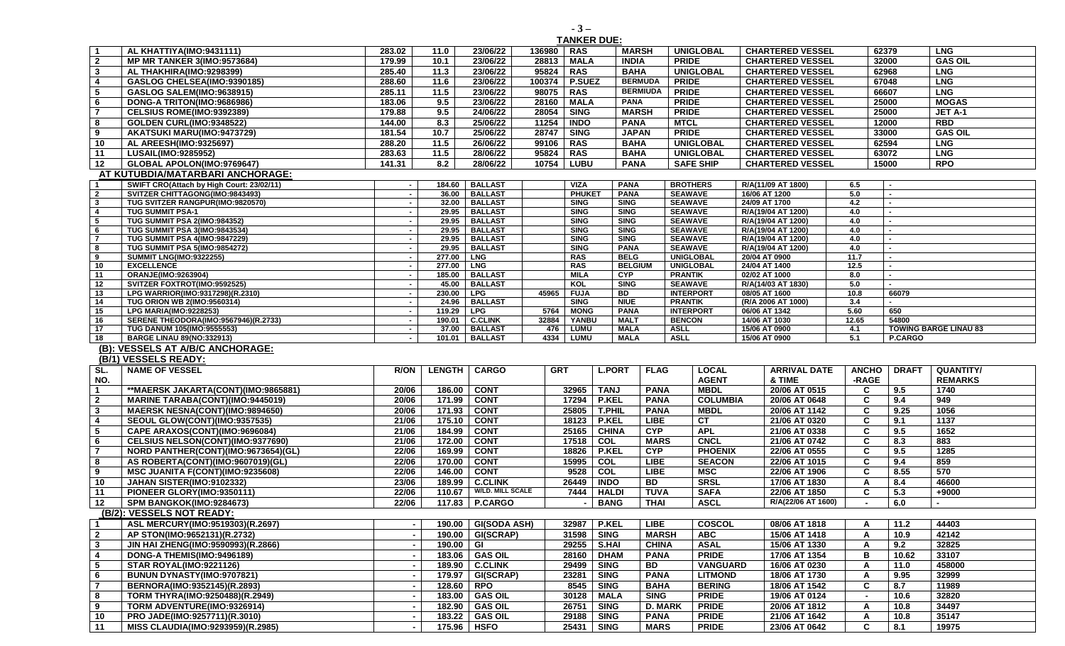## TANKER DUE:

| | | | | | | | | | | | |
|---|---|---|---|---|---|---|---|---|---|---|---|
| 1 | AL KHATTIYA(IMO:9431111) | 283.02 | 11.0 | 23/06/22 | 136980 | RAS | MARSH | UNIGLOBAL | CHARTERED VESSEL | 62379 | LNG |
| 2 | MP MR TANKER 3(IMO:9573684) | 179.99 | 10.1 | 23/06/22 | 28813 | MALA | INDIA | PRIDE | CHARTERED VESSEL | 32000 | GAS OIL |
| 3 | AL THAKHIRA(IMO:9298399) | 285.40 | 11.3 | 23/06/22 | 95824 | RAS | BAHA | UNIGLOBAL | CHARTERED VESSEL | 62968 | LNG |
| 4 | GASLOG CHELSEA(IMO:9390185) | 288.60 | 11.6 | 23/06/22 | 100374 | P.SUEZ | BERMUDA | PRIDE | CHARTERED VESSEL | 67048 | LNG |
| 5 | GASLOG SALEM(IMO:9638915) | 285.11 | 11.5 | 23/06/22 | 98075 | RAS | BERMIUDA | PRIDE | CHARTERED VESSEL | 66607 | LNG |
| 6 | DONG-A TRITON(IMO:9686986) | 183.06 | 9.5 | 23/06/22 | 28160 | MALA | PANA | PRIDE | CHARTERED VESSEL | 25000 | MOGAS |
| 7 | CELSIUS ROME(IMO:9392389) | 179.88 | 9.5 | 24/06/22 | 28054 | SING | MARSH | PRIDE | CHARTERED VESSEL | 25000 | JET A-1 |
| 8 | GOLDEN CURL(IMO:9348522) | 144.00 | 8.3 | 25/06/22 | 11254 | INDO | PANA | MTCL | CHARTERED VESSEL | 12000 | RBD |
| 9 | AKATSUKI MARU(IMO:9473729) | 181.54 | 10.7 | 25/06/22 | 28747 | SING | JAPAN | PRIDE | CHARTERED VESSEL | 33000 | GAS OIL |
| 10 | AL AREESH(IMO:9325697) | 288.20 | 11.5 | 26/06/22 | 99106 | RAS | BAHA | UNIGLOBAL | CHARTERED VESSEL | 62594 | LNG |
| 11 | LUSAIL(IMO:9285952) | 283.63 | 11.5 | 28/06/22 | 95824 | RAS | BAHA | UNIGLOBAL | CHARTERED VESSEL | 63072 | LNG |
| 12 | GLOBAL APOLON(IMO:9769647) | 141.31 | 8.2 | 28/06/22 | 10754 | LUBU | PANA | SAFE SHIP | CHARTERED VESSEL | 15000 | RPO |

## AT KUTUBDIA/MATARBARI ANCHORAGE:

| | | | | | | | | | | | | |
|---|---|---|---|---|---|---|---|---|---|---|---|---|
| 1 | SWIFT CRO(Attach by High Court: 23/02/11) | - | 184.60 | BALLAST | | VIZA | PANA | BROTHERS | R/A(11/09 AT 1800) | 6.5 | - | |
| 2 | SVITZER CHITTAGONG(IMO:9843493) | - | 36.00 | BALLAST | | PHUKET | PANA | SEAWAVE | 16/06 AT 1200 | 5.0 | - | |
| 3 | TUG SVITZER RANGPUR(IMO:9820570) | - | 32.00 | BALLAST | | SING | SING | SEAWAVE | 24/09 AT 1700 | 4.2 | - | |
| 4 | TUG SUMMIT PSA-1 | - | 29.95 | BALLAST | | SING | SING | SEAWAVE | R/A(19/04 AT 1200) | 4.0 | - | |
| 5 | TUG SUMMIT PSA 2(IMO:984352) | - | 29.95 | BALLAST | | SING | SING | SEAWAVE | R/A(19/04 AT 1200) | 4.0 | - | |
| 6 | TUG SUMMIT PSA 3(IMO:9843534) | - | 29.95 | BALLAST | | SING | SING | SEAWAVE | R/A(19/04 AT 1200) | 4.0 | - | |
| 7 | TUG SUMMIT PSA 4(IMO:9847229) | - | 29.95 | BALLAST | | SING | SING | SEAWAVE | R/A(19/04 AT 1200) | 4.0 | - | |
| 8 | TUG SUMMIT PSA 5(IMO:9854272) | - | 29.95 | BALLAST | | SING | PANA | SEAWAVE | R/A(19/04 AT 1200) | 4.0 | - | |
| 9 | SUMMIT LNG(IMO:9322255) | - | 277.00 | LNG | | RAS | BELG | UNIGLOBAL | 20/04 AT 0900 | 11.7 | - | |
| 10 | EXCELLENCE | - | 277.00 | LNG | | RAS | BELGIUM | UNIGLOBAL | 24/04 AT 1400 | 12.5 | - | |
| 11 | ORANJE(IMO:9263904) | - | 185.00 | BALLAST | | MILA | CYP | PRANTIK | 02/02 AT 1000 | 8.0 | - | |
| 12 | SVITZER FOXTROT(IMO:9592525) | - | 45.00 | BALLAST | | KOL | SING | SEAWAVE | R/A(14/03 AT 1830) | 5.0 | - | |
| 13 | LPG WARRIOR(IMO:9317298)(R.2310) | - | 230.00 | LPG | 45965 | FUJA | BD | INTERPORT | 08/05 AT 1600 | 10.8 | 66079 | |
| 14 | TUG ORION WB 2(IMO:9560314) | - | 24.96 | BALLAST | | SING | NIUE | PRANTIK | (R/A 2006 AT 1000) | 3.4 | - | |
| 15 | LPG MARIA(IMO:9228253) | - | 119.29 | LPG | 5764 | MONG | PANA | INTERPORT | 06/06 AT 1342 | 5.60 | 650 | |
| 16 | SERENE THEODORA(IMO:9567946)(R.2733) | - | 190.01 | C.CLINK | 32884 | YANBU | MALT | BENCON | 14/06 AT 1030 | 12.65 | 54800 | |
| 17 | TUG DANUM 105(IMO:9555553) | - | 37.00 | BALLAST | 476 | LUMU | MALA | ASLL | 15/06 AT 0900 | 4.1 | TOWING BARGE LINAU 83 | |
| 18 | BARGE LINAU 89(NO:332913) | - | 101.01 | BALLAST | 4334 | LUMU | MALA | ASLL | 15/06 AT 0900 | 5.1 | P.CARGO | |

## (B): VESSELS AT A/B/C ANCHORAGE:

### (B/1) VESSELS READY:

| SL. NO. | NAME OF VESSEL | R/ON | LENGTH | CARGO | GRT | L.PORT | FLAG | LOCAL AGENT | ARRIVAL DATE & TIME | ANCHO -RAGE | DRAFT | QUANTITY/ REMARKS |
|---|---|---|---|---|---|---|---|---|---|---|---|---|
| 1 | **MAERSK JAKARTA(CONT)(IMO:9865881) | 20/06 | 186.00 | CONT | 32965 | TANJ | PANA | MBDL | 20/06 AT 0515 | C | 9.5 | 1740 |
| 2 | MARINE TARABA(CONT)(IMO:9445019) | 20/06 | 171.99 | CONT | 17294 | P.KEL | PANA | COLUMBIA | 20/06 AT 0648 | C | 9.4 | 949 |
| 3 | MAERSK NESNA(CONT)(IMO:9894650) | 20/06 | 171.93 | CONT | 25805 | T.PHIL | PANA | MBDL | 20/06 AT 1142 | C | 9.25 | 1056 |
| 4 | SEOUL GLOW(CONT)(IMO:9357535) | 21/06 | 175.10 | CONT | 18123 | P.KEL | LIBE | CT | 21/06 AT 0320 | C | 9.1 | 1137 |
| 5 | CAPE ARAXOS(CONT)(IMO:9696084) | 21/06 | 184.99 | CONT | 25165 | CHINA | CYP | APL | 21/06 AT 0338 | C | 9.5 | 1652 |
| 6 | CELSIUS NELSON(CONT)(IMO:9377690) | 21/06 | 172.00 | CONT | 17518 | COL | MARS | CNCL | 21/06 AT 0742 | C | 8.3 | 883 |
| 7 | NORD PANTHER(CONT)(IMO:9673654)(GL) | 22/06 | 169.99 | CONT | 18826 | P.KEL | CYP | PHOENIX | 22/06 AT 0555 | C | 9.5 | 1285 |
| 8 | AS ROBERTA(CONT)(IMO:9607019)(GL) | 22/06 | 170.00 | CONT | 15995 | COL | LIBE | SEACON | 22/06 AT 1015 | C | 9.4 | 859 |
| 9 | MSC JUANITA F(CONT)(IMO:9235608) | 22/06 | 146.00 | CONT | 9528 | COL | LIBE | MSC | 22/06 AT 1906 | C | 8.55 | 570 |
| 10 | JAHAN SISTER(IMO:9102332) | 23/06 | 189.99 | C.CLINK | 26449 | INDO | BD | SRSL | 17/06 AT 1830 | A | 8.4 | 46600 |
| 11 | PIONEER GLORY(IMO:9350111) | 22/06 | 110.67 | W/LD. MILL SCALE | 7444 | HALDI | TUVA | SAFA | 22/06 AT 1850 | C | 5.3 | +9000 |
| 12 | SPM BANGKOK(IMO:9284673) | 22/06 | 117.83 | P.CARGO | - | BANG | THAI | ASCL | R/A(22/06 AT 1600) | - | 6.0 | - |

### (B/2): VESSELS NOT READY:

| SL. NO. | NAME OF VESSEL | R/ON | LENGTH | CARGO | GRT | L.PORT | FLAG | LOCAL AGENT | ARRIVAL DATE & TIME | ANCHO -RAGE | DRAFT | QUANTITY/ REMARKS |
|---|---|---|---|---|---|---|---|---|---|---|---|---|
| 1 | ASL MERCURY(IMO:9519303)(R.2697) | - | 190.00 | GI(SODA ASH) | 32987 | P.KEL | LIBE | COSCOL | 08/06 AT 1818 | A | 11.2 | 44403 |
| 2 | AP STON(IMO:9652131)(R.2732) | - | 190.00 | GI(SCRAP) | 31598 | SING | MARSH | ABC | 15/06 AT 1418 | A | 10.9 | 42142 |
| 3 | JIN HAI ZHENG(IMO:9590993)(R.2866) | - | 190.00 | GI | 29255 | S.HAI | CHINA | ASAL | 15/06 AT 1330 | A | 9.2 | 32825 |
| 4 | DONG-A THEMIS(IMO:9496189) | - | 183.06 | GAS OIL | 28160 | DHAM | PANA | PRIDE | 17/06 AT 1354 | B | 10.62 | 33107 |
| 5 | STAR ROYAL(IMO:9221126) | - | 189.90 | C.CLINK | 29499 | SING | BD | VANGUARD | 16/06 AT 0230 | A | 11.0 | 458000 |
| 6 | BUNUN DYNASTY(IMO:9707821) | - | 179.97 | GI(SCRAP) | 23281 | SING | PANA | LITMOND | 18/06 AT 1730 | A | 9.95 | 32999 |
| 7 | BERNORA(IMO:9352145)(R.2893) | - | 128.60 | RPO | 8545 | SING | BAHA | BERING | 18/06 AT 1542 | C | 8.7 | 11989 |
| 8 | TORM THYRA(IMO:9250488)(R.2949) | - | 183.00 | GAS OIL | 30128 | MALA | SING | PRIDE | 19/06 AT 0124 | - | 10.6 | 32820 |
| 9 | TORM ADVENTURE(IMO:9326914) | - | 182.90 | GAS OIL | 26751 | SING | D. MARK | PRIDE | 20/06 AT 1812 | A | 10.8 | 34497 |
| 10 | PRO JADE(IMO:9257711)(R.3010) | - | 183.22 | GAS OIL | 29188 | SING | PANA | PRIDE | 21/06 AT 1642 | A | 10.8 | 35147 |
| 11 | MISS CLAUDIA(IMO:9293959)(R.2985) | - | 175.96 | HSFO | 25431 | SING | MARS | PRIDE | 23/06 AT 0642 | C | 8.1 | 19975 |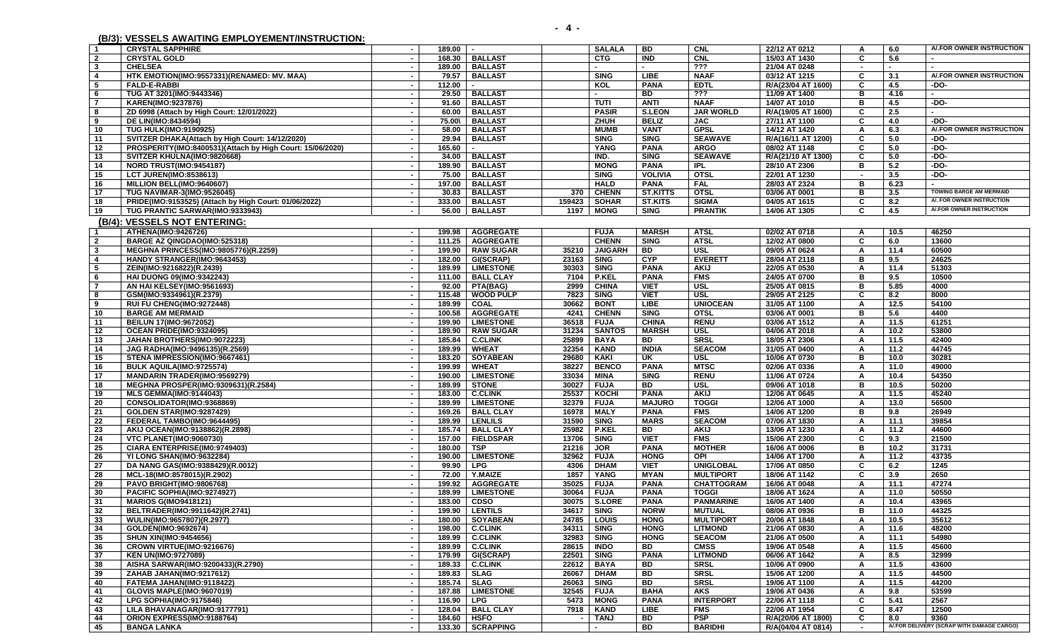## (B/3): VESSELS AWAITING EMPLOYEMENT/INSTRUCTION:

| | | | | | | | | | | | | |
|---|---|---|---|---|---|---|---|---|---|---|---|---|
| 1 | CRYSTAL SAPPHIRE | - | 189.00 | - | | SALALA | BD | CNL | 22/12 AT 0212 | A | 6.0 | A/.FOR OWNER INSTRUCTION |
| 2 | CRYSTAL GOLD | - | 168.30 | BALLAST | | CTG | IND | CNL | 15/03 AT 1430 | C | 5.6 | - |
| 3 | CHELSEA | - | 189.00 | BALLAST | | - | - | ??? | 21/04 AT 0248 | - | - | - |
| 4 | HTK EMOTION(IMO:9557331)(RENAMED: MV. MAA) | - | 79.57 | BALLAST | | SING | LIBE | NAAF | 03/12 AT 1215 | C | 3.1 | A/.FOR OWNER INSTRUCTION |
| 5 | FALD-E-RABBI | - | 112.00 | - | | KOL | PANA | EDTL | R/A(23/04 AT 1600) | C | 4.5 | -DO- |
| 6 | TUG AT 3201(IMO:9443346) | - | 29.50 | BALLAST | | - | BD | ??? | 11/09 AT 1400 | B | 4.16 | - |
| 7 | KAREN(IMO:9237876) | - | 91.60 | BALLAST | | TUTI | ANTI | NAAF | 14/07 AT 1010 | B | 4.5 | -DO- |
| 8 | ZD 6998 (Attach by High Court: 12/01/2022) | - | 60.00 | BALLAST | | PASIR | S.LEON | JAR WORLD | R/A(19/05 AT 1600) | C | 2.5 | - |
| 9 | DE LIN(IMO:8434594) | - | 75.00\ | BALLAST | | ZHUH | BELIZ | JAC | 27/11 AT 1100 | C | 4.0 | -DO- |
| 10 | TUG HULK(IMO:9190925) | - | 58.00 | BALLAST | | MUMB | VANT | GPSL | 14/12 AT 1420 | A | 6.3 | A/.FOR OWNER INSTRUCTION |
| 11 | SVITZER DHAKA(Attach by High Court: 14/12/2020) | - | 29.94 | BALLAST | | SING | SING | SEAWAVE | R/A(16/11 AT 1200) | C | 5.0 | -DO- |
| 12 | PROSPERITY(IMO:8400531)(Attach by High Court: 15/06/2020) | - | 165.60 | - | | YANG | PANA | ARGO | 08/02 AT 1148 | C | 5.0 | -DO- |
| 13 | SVITZER KHULNA(IMO:9820668) | - | 34.00 | BALLAST | | IND. | SING | SEAWAVE | R/A(21/10 AT 1300) | C | 5.0 | -DO- |
| 14 | NORD TRUST(IMO:9454187) | - | 189.90 | BALLAST | | MONG | PANA | IPL | 28/10 AT 2306 | B | 5.2 | -DO- |
| 15 | LCT JUREN(IMO:8538613) | - | 75.00 | BALLAST | | SING | VOLIVIA | OTSL | 22/01 AT 1230 | - | 3.5 | -DO- |
| 16 | MILLION BELL(IMO:9640607) | - | 197.00 | BALLAST | | HALD | PANA | FAL | 28/03 AT 2324 | B | 6.23 | - |
| 17 | TUG NAVIMAR-3(IMO:9526045) | - | 30.83 | BALLAST | 370 | CHENN | ST.KITTS | OTSL | 03/06 AT 0001 | B | 3.5 | TOWING BARGE AM MERMAID |
| 18 | PRIDE(IMO:9153525) (Attach by High Court: 01/06/2022) | - | 333.00 | BALLAST | 159423 | SOHAR | ST.KITS | SIGMA | 04/05 AT 1615 | C | 8.2 | A/. FOR OWNER INSTRUCTION |
| 19 | TUG PRANTIC SARWAR(IMO:9333943) | - | 56.00 | BALLAST | 1197 | MONG | SING | PRANTIK | 14/06 AT 1305 | C | 4.5 | A/.FOR OWNER INSTRUCTION |

## (B/4): VESSELS NOT ENTERING:

| | | | | | | | | | | | | |
|---|---|---|---|---|---|---|---|---|---|---|---|---|
| 1 | ATHENA(IMO:9426726) | - | 199.98 | AGGREGATE | | FUJA | MARSH | ATSL | 02/02 AT 0718 | A | 10.5 | 46250 |
| 2 | BARGE AZ QINGDAO(IMO:525318) | - | 111.25 | AGGREGATE | | CHENN | SING | ATSL | 12/02 AT 0800 | C | 6.0 | 13600 |
| 3 | MEGHNA PRINCESS(IMO:9805776)(R.2259) | - | 199.90 | RAW SUGAR | 35210 | JAIGARH | BD | USL | 09/05 AT 0624 | A | 11.4 | 60500 |
| 4 | HANDY STRANGER(IMO:9643453) | - | 182.00 | GI(SCRAP) | 23163 | SING | CYP | EVERETT | 28/04 AT 2118 | B | 9.5 | 24625 |
| 5 | ZEIN(IMO:9216822)(R.2439) | - | 189.99 | LIMESTONE | 30303 | SING | PANA | AKIJ | 22/05 AT 0530 | A | 11.4 | 51303 |
| 6 | HAI DUONG 09(IMO:9342243) | - | 111.00 | BALL CLAY | 7104 | P.KEL | PANA | FMS | 24/05 AT 0700 | B | 9.5 | 10500 |
| 7 | AN HAI KELSEY(IMO:9561693) | - | 92.00 | PTA(BAG) | 2999 | CHINA | VIET | USL | 25/05 AT 0815 | B | 5.85 | 4000 |
| 8 | GSM(IMO:9334961)(R.2379) | - | 115.48 | WOOD PULP | 7823 | SING | VIET | USL | 29/05 AT 2125 | C | 8.2 | 8000 |
| 9 | RUI FU CHENG(IMO:9272448) | - | 189.99 | COAL | 30662 | BONT | LIBE | UNIOCEAN | 31/05 AT 1100 | A | 12.5 | 54100 |
| 10 | BARGE AM MERMAID | - | 100.58 | AGGREGATE | 4241 | CHENN | SING | OTSL | 03/06 AT 0001 | B | 5.6 | 4400 |
| 11 | BEILUN 17(IMO:9672052) | - | 199.90 | LIMESTONE | 36518 | FUJA | CHINA | RENU | 03/06 AT 1512 | A | 11.5 | 61251 |
| 12 | OCEAN PRIDE(IMO:9324095) | - | 189.90 | RAW SUGAR | 31234 | SANTOS | MARSH | USL | 04/06 AT 2018 | A | 10.2 | 53800 |
| 13 | JAHAN BROTHERS(IMO:9072223) | - | 185.84 | C.CLINK | 25899 | BAYA | BD | SRSL | 18/05 AT 2306 | A | 11.5 | 42400 |
| 14 | JAG RADHA(IMO:9496135)(R.2569) | - | 189.99 | WHEAT | 32354 | KAND | INDIA | SEACOM | 31/05 AT 0400 | A | 11.2 | 44745 |
| 15 | STENA IMPRESSION(IMO:9667461) | - | 183.20 | SOYABEAN | 29680 | KAKI | UK | USL | 10/06 AT 0730 | B | 10.0 | 30281 |
| 16 | BULK AQUILA(IMO:9725574) | - | 199.99 | WHEAT | 38227 | BENCO | PANA | MTSC | 02/06 AT 0336 | A | 11.0 | 49000 |
| 17 | MANDARIN TRADER(IMO:9569279) | - | 190.00 | LIMESTONE | 33034 | MINA | SING | RENU | 11/06 AT 0724 | A | 10.4 | 54350 |
| 18 | MEGHNA PROSPER(IMO:9309631)(R.2584) | - | 189.99 | STONE | 30027 | FUJA | BD | USL | 09/06 AT 1018 | B | 10.5 | 50200 |
| 19 | MLS GEMMA(IMO:9144043) | - | 183.00 | C.CLINK | 25537 | KOCHI | PANA | AKIJ | 12/06 AT 0645 | A | 11.5 | 45240 |
| 20 | CONSOLIDATOR(IMO:9368869) | - | 189.99 | LIMESTONE | 32379 | FUJA | MAJURO | TOGGI | 12/06 AT 1000 | A | 13.0 | 56500 |
| 21 | GOLDEN STAR(IMO:9287429) | - | 169.26 | BALL CLAY | 16978 | MALY | PANA | FMS | 14/06 AT 1200 | B | 9.8 | 26949 |
| 22 | FEDERAL TAMBO(IMO:9644495) | - | 189.99 | LENLILS | 31590 | SING | MARS | SEACOM | 07/06 AT 1830 | A | 11.1 | 39854 |
| 23 | AKIJ OCEAN(IMO:9138862)(R.2898) | - | 185.74 | BALL CLAY | 25982 | P.KEL | BD | AKIJ | 13/06 AT 1230 | A | 11.2 | 44600 |
| 24 | VTC PLANET(IMO:9060730) | - | 157.00 | FIELDSPAR | 13706 | SING | VIET | FMS | 15/06 AT 2300 | C | 9.3 | 21500 |
| 25 | CIARA ENTERPRISE(IM0:9749403) | - | 180.00 | TSP | 21216 | JOR | PANA | MOTHER | 16/06 AT 0006 | B | 10.2 | 31731 |
| 26 | YI LONG SHAN(IMO:9632284) | - | 190.00 | LIMESTONE | 32962 | FUJA | HONG | OPI | 14/06 AT 1700 | A | 11.2 | 43735 |
| 27 | DA NANG GAS(IMO:9388429)(R.0012) | - | 99.90 | LPG | 4306 | DHAM | VIET | UNIGLOBAL | 17/06 AT 0850 | C | 6.2 | 1245 |
| 28 | MCL-18(IMO:8578015)(R.2902) | - | 72.00 | Y.MAIZE | 1857 | YANG | MYAN | MULTIPORT | 18/06 AT 1142 | C | 3.9 | 2650 |
| 29 | PAVO BRIGHT(IMO:9806768) | - | 199.92 | AGGREGATE | 35025 | FUJA | PANA | CHATTOGRAM | 16/06 AT 0048 | A | 11.1 | 47274 |
| 30 | PACIFIC SOPHIA(IMO:9274927) | - | 189.99 | LIMESTONE | 30064 | FUJA | PANA | TOGGI | 18/06 AT 1624 | A | 11.0 | 50550 |
| 31 | MARIOS G(IMO9418121) | - | 183.00 | CDSO | 30075 | S.LORE | PANA | PANMARINE | 16/06 AT 1400 | A | 10.4 | 43965 |
| 32 | BELTRADER(IMO:9911642)(R.2741) | - | 199.90 | LENTILS | 34617 | SING | NORW | MUTUAL | 08/06 AT 0936 | B | 11.0 | 44325 |
| 33 | WULIN(IMO:9657807)(R.2977) | - | 180.00 | SOYABEAN | 24785 | LOUIS | HONG | MULTIPORT | 20/06 AT 1848 | A | 10.5 | 35612 |
| 34 | GOLDEN(IMO:9692674) | - | 198.00 | C.CLINK | 34311 | SING | HONG | LITMOND | 21/06 AT 0830 | A | 11.6 | 48200 |
| 35 | SHUN XIN(IMO:9454656) | - | 189.99 | C.CLINK | 32983 | SING | HONG | SEACOM | 21/06 AT 0500 | A | 11.1 | 54980 |
| 36 | CROWN VIRTUE(IMO:9216676) | - | 189.99 | C.CLINK | 28615 | INDO | BD | CMSS | 19/06 AT 0548 | A | 11.5 | 45600 |
| 37 | KEN UN(IMO:9727089) | - | 179.99 | GI(SCRAP) | 22501 | SING | PANA | LITMOND | 06/06 AT 1642 | A | 8.5 | 32999 |
| 38 | AISHA SARWAR(IMO:9200433)(R.2790) | - | 189.33 | C.CLINK | 22612 | BAYA | BD | SRSL | 10/06 AT 0900 | A | 11.5 | 43600 |
| 39 | ZAHAB JAHAN(IMO:9217612) | - | 189.83 | SLAG | 26067 | DHAM | BD | SRSL | 15/06 AT 1200 | A | 11.5 | 44500 |
| 40 | FATEMA JAHAN(IMO:9118422) | - | 185.74 | SLAG | 26063 | SING | BD | SRSL | 19/06 AT 1100 | A | 11.5 | 44200 |
| 41 | GLOVIS MAPLE(IMO:9607019) | - | 187.88 | LIMESTONE | 32545 | FUJA | BAHA | AKS | 19/06 AT 0436 | A | 9.8 | 53599 |
| 42 | LPG SOPHIA(IMO:9175846) | - | 116.90 | LPG | 5473 | MONG | PANA | INTERPORT | 22/06 AT 1118 | C | 5.41 | 2567 |
| 43 | LILA BHAVANAGAR(IMO:9177791) | - | 128.04 | BALL CLAY | 7918 | KAND | LIBE | FMS | 22/06 AT 1954 | C | 8.47 | 12500 |
| 44 | ORION EXPRESS(IMO:9188764) | - | 184.60 | HSFO | - | TANJ | BD | PSP | R/A(20/06 AT 1800) | C | 8.0 | 9360 |
| 45 | BANGA LANKA | - | 133.30 | SCRAPPING | | - | BD | BARIDHI | R/A(04/04 AT 0814) | - | | A/.FOR DELIVERY (SCRAP WITH DAMAGE CARGO) |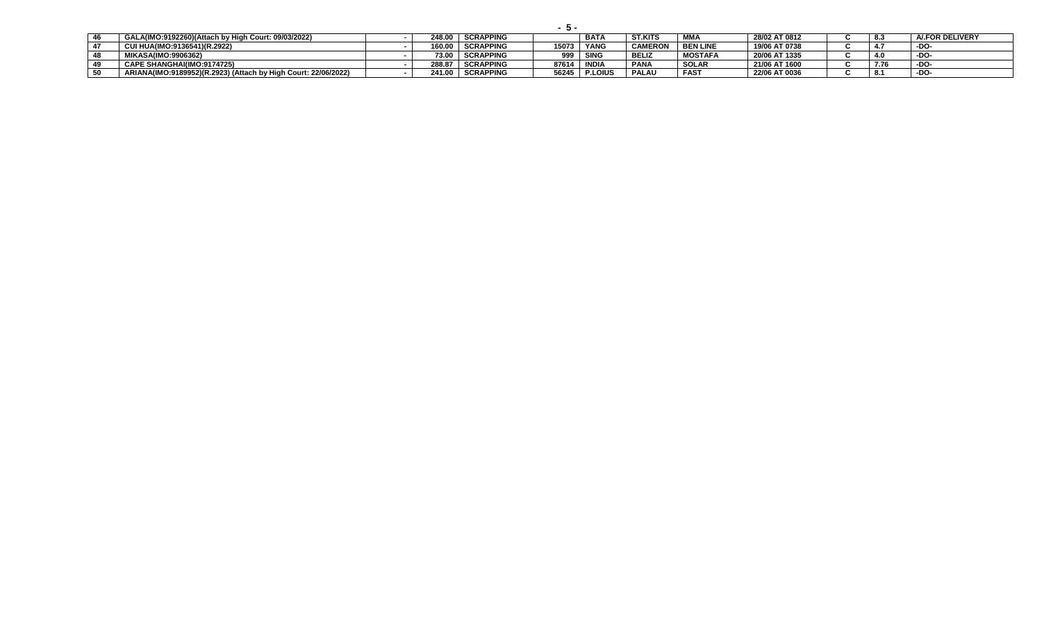| | | | | | | | | | | | | |
|---|---|---|---|---|---|---|---|---|---|---|---|---|
| 46 | GALA(IMO:9192260)(Attach by High Court: 09/03/2022) | - | 248.00 | SCRAPPING | | BATA | ST.KITS | MMA | 28/02 AT 0812 | C | 8.3 | A/.FOR DELIVERY |
| 47 | CUI HUA(IMO:9136541)(R.2922) | - | 160.00 | SCRAPPING | 15073 | YANG | CAMERON | BEN LINE | 19/06 AT 0738 | C | 4.7 | -DO- |
| 48 | MIKASA(IMO:9906362) | - | 73.00 | SCRAPPING | 999 | SING | BELIZ | MOSTAFA | 20/06 AT 1335 | C | 4.0 | -DO- |
| 49 | CAPE SHANGHAI(IMO:9174725) | - | 288.87 | SCRAPPING | 87614 | INDIA | PANA | SOLAR | 21/06 AT 1600 | C | 7.76 | -DO- |
| 50 | ARIANA(IMO:9189952)(R.2923) (Attach by High Court: 22/06/2022) | - | 241.00 | SCRAPPING | 56245 | P.LOIUS | PALAU | FAST | 22/06 AT 0036 | C | 8.1 | -DO- |